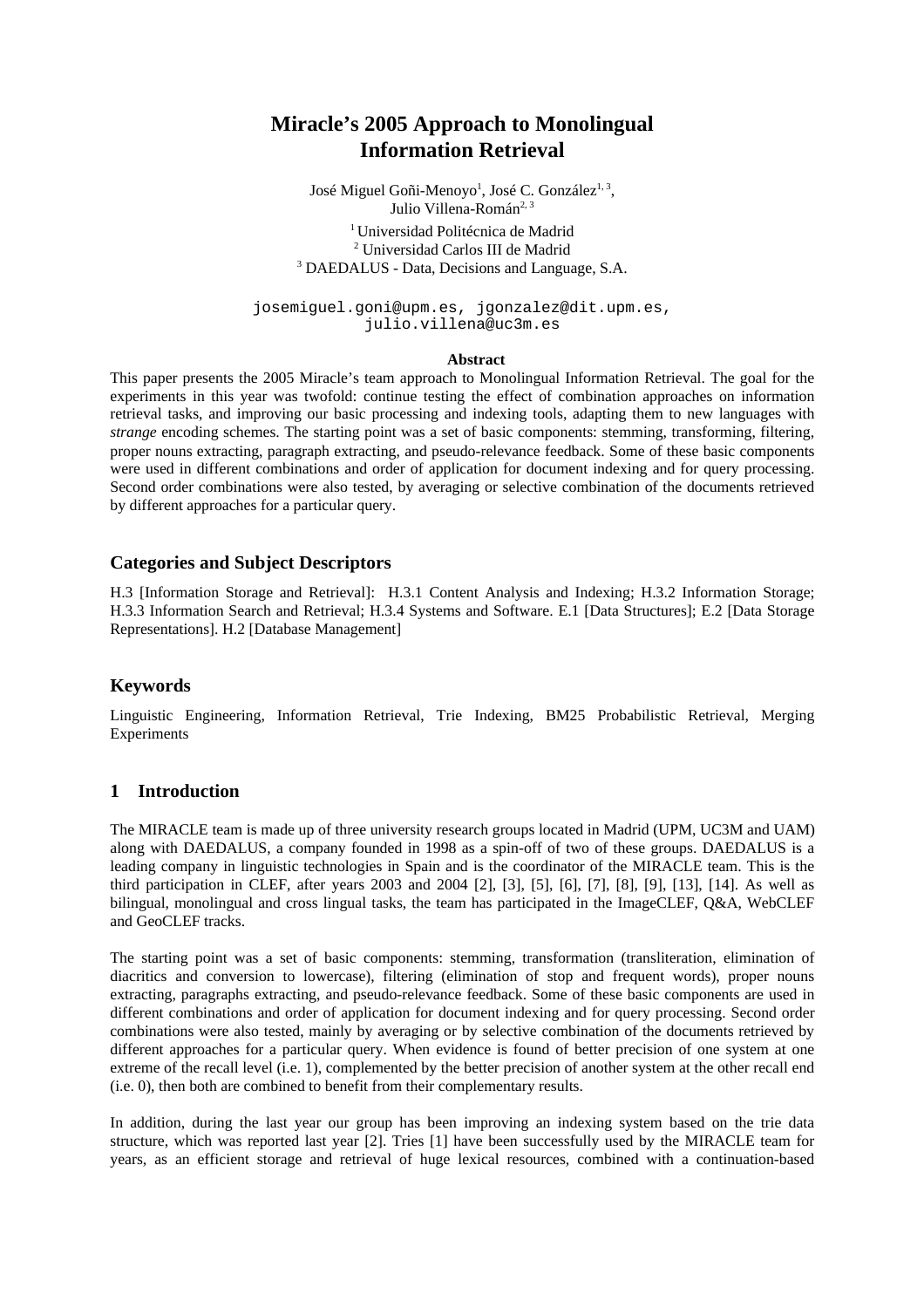# Miracle's 2005 Approach to Monolingual Information Retrieval

José Miguel Goñi-Menoyo[1], José C. González[1, 3], Julio Villena-Román[2, 3]

[1] Universidad Politécnica de Madrid
[2] Universidad Carlos III de Madrid
[3] DAEDALUS - Data, Decisions and Language, S.A.

josemiguel.goni@upm.es, jgonzalez@dit.upm.es, julio.villena@uc3m.es

### Abstract

This paper presents the 2005 Miracle's team approach to Monolingual Information Retrieval. The goal for the experiments in this year was twofold: continue testing the effect of combination approaches on information retrieval tasks, and improving our basic processing and indexing tools, adapting them to new languages with *strange* encoding schemes. The starting point was a set of basic components: stemming, transforming, filtering, proper nouns extracting, paragraph extracting, and pseudo-relevance feedback. Some of these basic components were used in different combinations and order of application for document indexing and for query processing. Second order combinations were also tested, by averaging or selective combination of the documents retrieved by different approaches for a particular query.

## Categories and Subject Descriptors

H.3 [Information Storage and Retrieval]: H.3.1 Content Analysis and Indexing; H.3.2 Information Storage; H.3.3 Information Search and Retrieval; H.3.4 Systems and Software. E.1 [Data Structures]; E.2 [Data Storage Representations]. H.2 [Database Management]

## Keywords

Linguistic Engineering, Information Retrieval, Trie Indexing, BM25 Probabilistic Retrieval, Merging Experiments

## 1 Introduction

The MIRACLE team is made up of three university research groups located in Madrid (UPM, UC3M and UAM) along with DAEDALUS, a company founded in 1998 as a spin-off of two of these groups. DAEDALUS is a leading company in linguistic technologies in Spain and is the coordinator of the MIRACLE team. This is the third participation in CLEF, after years 2003 and 2004 [2], [3], [5], [6], [7], [8], [9], [13], [14]. As well as bilingual, monolingual and cross lingual tasks, the team has participated in the ImageCLEF, Q&A, WebCLEF and GeoCLEF tracks.

The starting point was a set of basic components: stemming, transformation (transliteration, elimination of diacritics and conversion to lowercase), filtering (elimination of stop and frequent words), proper nouns extracting, paragraphs extracting, and pseudo-relevance feedback. Some of these basic components are used in different combinations and order of application for document indexing and for query processing. Second order combinations were also tested, mainly by averaging or by selective combination of the documents retrieved by different approaches for a particular query. When evidence is found of better precision of one system at one extreme of the recall level (i.e. 1), complemented by the better precision of another system at the other recall end (i.e. 0), then both are combined to benefit from their complementary results.

In addition, during the last year our group has been improving an indexing system based on the trie data structure, which was reported last year [2]. Tries [1] have been successfully used by the MIRACLE team for years, as an efficient storage and retrieval of huge lexical resources, combined with a continuation-based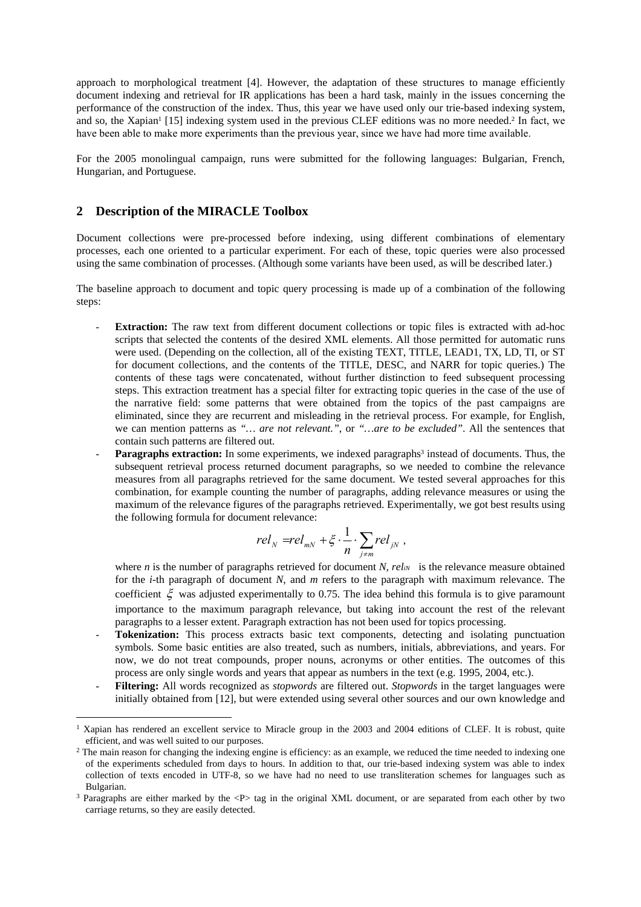approach to morphological treatment [4]. However, the adaptation of these structures to manage efficiently document indexing and retrieval for IR applications has been a hard task, mainly in the issues concerning the performance of the construction of the index. Thus, this year we have used only our trie-based indexing system, and so, the Xapian[1] [15] indexing system used in the previous CLEF editions was no more needed.[2] In fact, we have been able to make more experiments than the previous year, since we have had more time available.

For the 2005 monolingual campaign, runs were submitted for the following languages: Bulgarian, French, Hungarian, and Portuguese.

## 2 Description of the MIRACLE Toolbox

Document collections were pre-processed before indexing, using different combinations of elementary processes, each one oriented to a particular experiment. For each of these, topic queries were also processed using the same combination of processes. (Although some variants have been used, as will be described later.)

The baseline approach to document and topic query processing is made up of a combination of the following steps:

- **Extraction:** The raw text from different document collections or topic files is extracted with ad-hoc scripts that selected the contents of the desired XML elements. All those permitted for automatic runs were used. (Depending on the collection, all of the existing TEXT, TITLE, LEAD1, TX, LD, TI, or ST for document collections, and the contents of the TITLE, DESC, and NARR for topic queries.) The contents of these tags were concatenated, without further distinction to feed subsequent processing steps. This extraction treatment has a special filter for extracting topic queries in the case of the use of the narrative field: some patterns that were obtained from the topics of the past campaigns are eliminated, since they are recurrent and misleading in the retrieval process. For example, for English, we can mention patterns as *"… are not relevant."*, or *"…are to be excluded"*. All the sentences that contain such patterns are filtered out.
- **Paragraphs extraction:** In some experiments, we indexed paragraphs[3] instead of documents. Thus, the subsequent retrieval process returned document paragraphs, so we needed to combine the relevance measures from all paragraphs retrieved for the same document. We tested several approaches for this combination, for example counting the number of paragraphs, adding relevance measures or using the maximum of the relevance figures of the paragraphs retrieved. Experimentally, we got best results using the following formula for document relevance:

$$rel_N = rel_{mN} + \xi \cdot \frac{1}{n} \cdot \sum_{j \neq m} rel_{jN} \ ,$$

  where $n$ is the number of paragraphs retrieved for document $N$, $rel_{iN}$ is the relevance measure obtained for the $i$-th paragraph of document $N$, and $m$ refers to the paragraph with maximum relevance. The coefficient $\xi$ was adjusted experimentally to 0.75. The idea behind this formula is to give paramount importance to the maximum paragraph relevance, but taking into account the rest of the relevant paragraphs to a lesser extent. Paragraph extraction has not been used for topics processing.
- **Tokenization:** This process extracts basic text components, detecting and isolating punctuation symbols. Some basic entities are also treated, such as numbers, initials, abbreviations, and years. For now, we do not treat compounds, proper nouns, acronyms or other entities. The outcomes of this process are only single words and years that appear as numbers in the text (e.g. 1995, 2004, etc.).
- **Filtering:** All words recognized as *stopwords* are filtered out. *Stopwords* in the target languages were initially obtained from [12], but were extended using several other sources and our own knowledge and

---

[1] Xapian has rendered an excellent service to Miracle group in the 2003 and 2004 editions of CLEF. It is robust, quite efficient, and was well suited to our purposes.

[2] The main reason for changing the indexing engine is efficiency: as an example, we reduced the time needed to indexing one of the experiments scheduled from days to hours. In addition to that, our trie-based indexing system was able to index collection of texts encoded in UTF-8, so we have had no need to use transliteration schemes for languages such as Bulgarian.

[3] Paragraphs are either marked by the <P> tag in the original XML document, or are separated from each other by two carriage returns, so they are easily detected.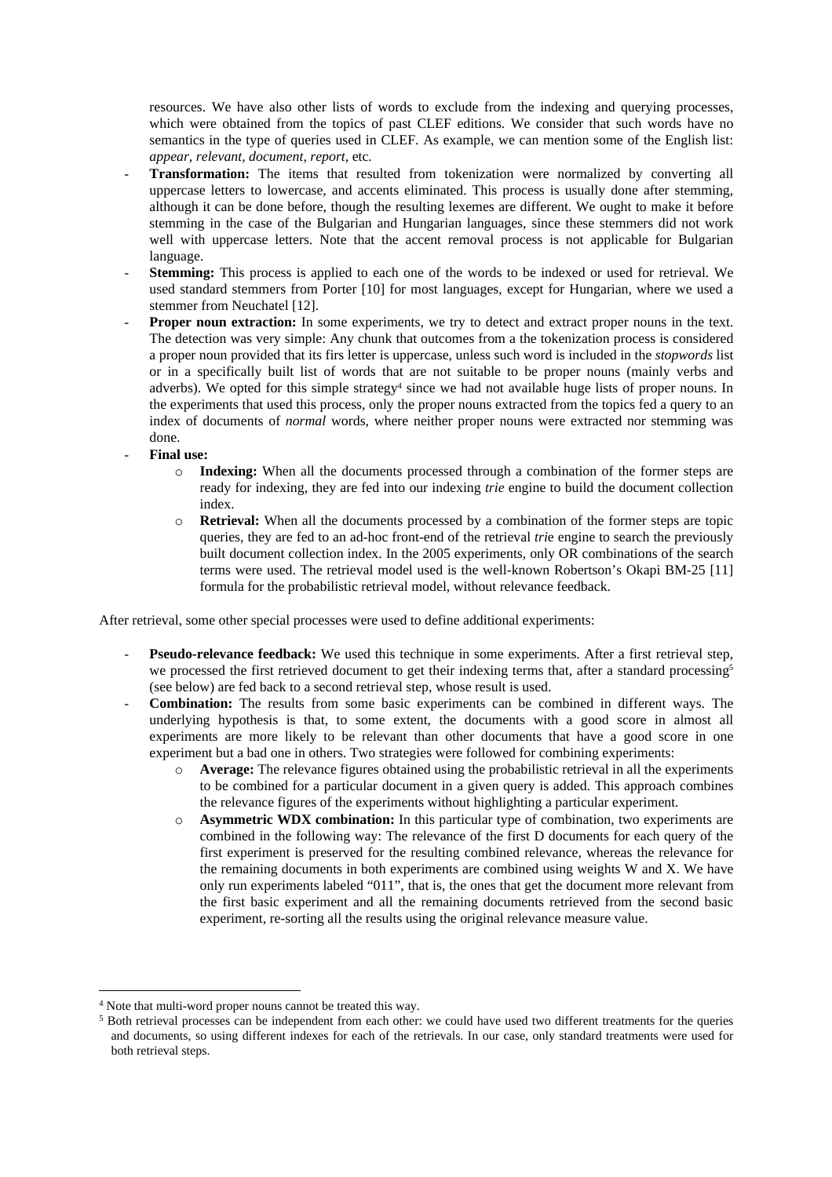resources. We have also other lists of words to exclude from the indexing and querying processes, which were obtained from the topics of past CLEF editions. We consider that such words have no semantics in the type of queries used in CLEF. As example, we can mention some of the English list: *appear*, *relevant*, *document*, *report*, etc.

- **Transformation:** The items that resulted from tokenization were normalized by converting all uppercase letters to lowercase, and accents eliminated. This process is usually done after stemming, although it can be done before, though the resulting lexemes are different. We ought to make it before stemming in the case of the Bulgarian and Hungarian languages, since these stemmers did not work well with uppercase letters. Note that the accent removal process is not applicable for Bulgarian language.
- **Stemming:** This process is applied to each one of the words to be indexed or used for retrieval. We used standard stemmers from Porter [10] for most languages, except for Hungarian, where we used a stemmer from Neuchatel [12].
- **Proper noun extraction:** In some experiments, we try to detect and extract proper nouns in the text. The detection was very simple: Any chunk that outcomes from a the tokenization process is considered a proper noun provided that its firs letter is uppercase, unless such word is included in the *stopwords* list or in a specifically built list of words that are not suitable to be proper nouns (mainly verbs and adverbs). We opted for this simple strategy[4] since we had not available huge lists of proper nouns. In the experiments that used this process, only the proper nouns extracted from the topics fed a query to an index of documents of *normal* words, where neither proper nouns were extracted nor stemming was done.
- **Final use:**
  - **Indexing:** When all the documents processed through a combination of the former steps are ready for indexing, they are fed into our indexing *trie* engine to build the document collection index.
  - **Retrieval:** When all the documents processed by a combination of the former steps are topic queries, they are fed to an ad-hoc front-end of the retrieval *tri*e engine to search the previously built document collection index. In the 2005 experiments, only OR combinations of the search terms were used. The retrieval model used is the well-known Robertson's Okapi BM-25 [11] formula for the probabilistic retrieval model, without relevance feedback.

After retrieval, some other special processes were used to define additional experiments:

- **Pseudo-relevance feedback:** We used this technique in some experiments. After a first retrieval step, we processed the first retrieved document to get their indexing terms that, after a standard processing[5] (see below) are fed back to a second retrieval step, whose result is used.
- **Combination:** The results from some basic experiments can be combined in different ways. The underlying hypothesis is that, to some extent, the documents with a good score in almost all experiments are more likely to be relevant than other documents that have a good score in one experiment but a bad one in others. Two strategies were followed for combining experiments:
  - **Average:** The relevance figures obtained using the probabilistic retrieval in all the experiments to be combined for a particular document in a given query is added. This approach combines the relevance figures of the experiments without highlighting a particular experiment.
  - **Asymmetric WDX combination:** In this particular type of combination, two experiments are combined in the following way: The relevance of the first D documents for each query of the first experiment is preserved for the resulting combined relevance, whereas the relevance for the remaining documents in both experiments are combined using weights W and X. We have only run experiments labeled "011", that is, the ones that get the document more relevant from the first basic experiment and all the remaining documents retrieved from the second basic experiment, re-sorting all the results using the original relevance measure value.

---

[4] Note that multi-word proper nouns cannot be treated this way.

[5] Both retrieval processes can be independent from each other: we could have used two different treatments for the queries and documents, so using different indexes for each of the retrievals. In our case, only standard treatments were used for both retrieval steps.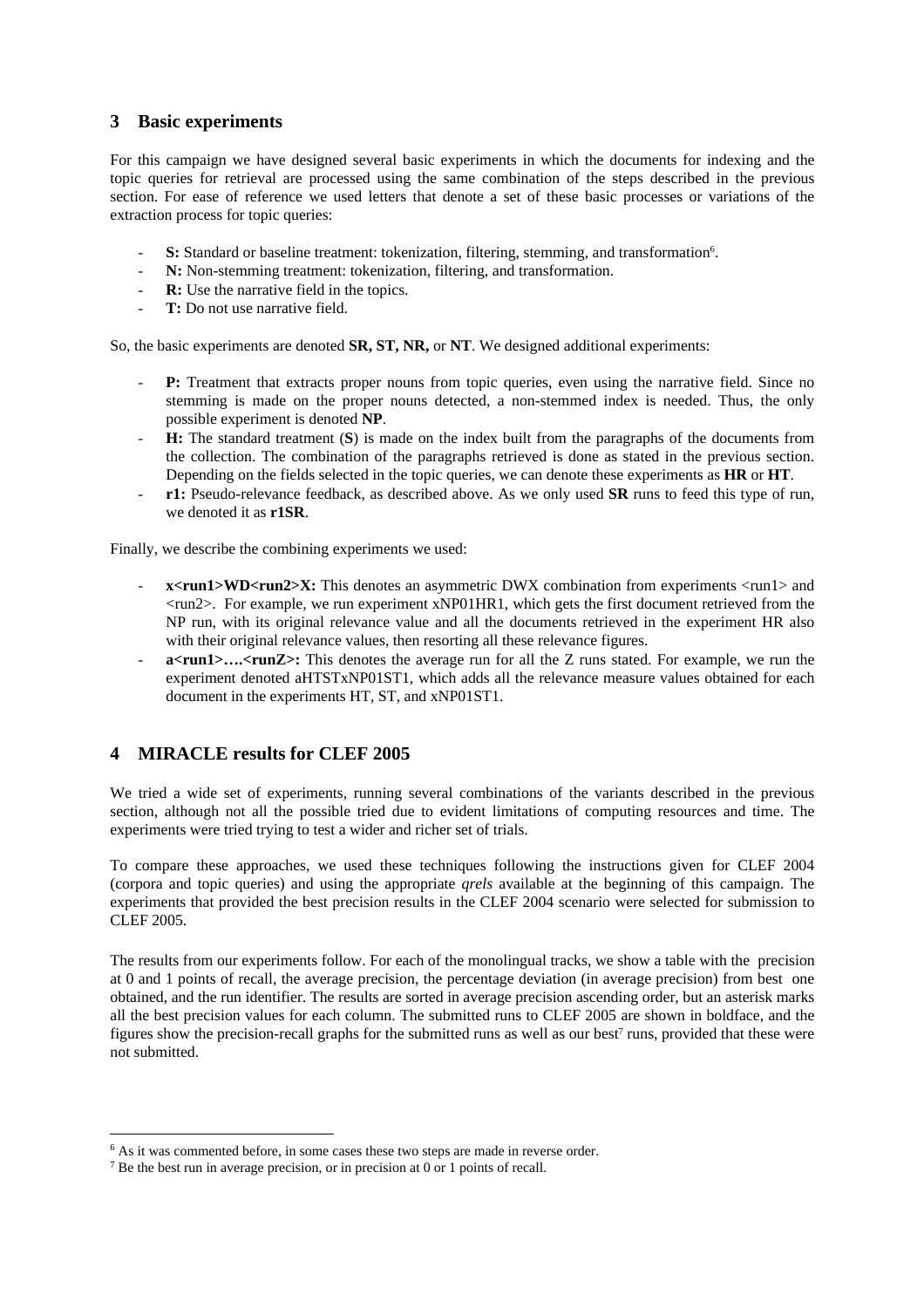## 3 Basic experiments

For this campaign we have designed several basic experiments in which the documents for indexing and the topic queries for retrieval are processed using the same combination of the steps described in the previous section. For ease of reference we used letters that denote a set of these basic processes or variations of the extraction process for topic queries:

- **S:** Standard or baseline treatment: tokenization, filtering, stemming, and transformation[6].
- **N:** Non-stemming treatment: tokenization, filtering, and transformation.
- **R:** Use the narrative field in the topics.
- **T:** Do not use narrative field.

So, the basic experiments are denoted **SR, ST, NR,** or **NT**. We designed additional experiments:

- **P:** Treatment that extracts proper nouns from topic queries, even using the narrative field. Since no stemming is made on the proper nouns detected, a non-stemmed index is needed. Thus, the only possible experiment is denoted **NP**.
- **H:** The standard treatment (**S**) is made on the index built from the paragraphs of the documents from the collection. The combination of the paragraphs retrieved is done as stated in the previous section. Depending on the fields selected in the topic queries, we can denote these experiments as **HR** or **HT**.
- **r1:** Pseudo-relevance feedback, as described above. As we only used **SR** runs to feed this type of run, we denoted it as **r1SR**.

Finally, we describe the combining experiments we used:

- **x<run1>WD<run2>X:** This denotes an asymmetric DWX combination from experiments <run1> and <run2>. For example, we run experiment xNP01HR1, which gets the first document retrieved from the NP run, with its original relevance value and all the documents retrieved in the experiment HR also with their original relevance values, then resorting all these relevance figures.
- **a<run1>….<runZ>:** This denotes the average run for all the Z runs stated. For example, we run the experiment denoted aHTSTxNP01ST1, which adds all the relevance measure values obtained for each document in the experiments HT, ST, and xNP01ST1.

## 4 MIRACLE results for CLEF 2005

We tried a wide set of experiments, running several combinations of the variants described in the previous section, although not all the possible tried due to evident limitations of computing resources and time. The experiments were tried trying to test a wider and richer set of trials.

To compare these approaches, we used these techniques following the instructions given for CLEF 2004 (corpora and topic queries) and using the appropriate *qrels* available at the beginning of this campaign. The experiments that provided the best precision results in the CLEF 2004 scenario were selected for submission to CLEF 2005.

The results from our experiments follow. For each of the monolingual tracks, we show a table with the precision at 0 and 1 points of recall, the average precision, the percentage deviation (in average precision) from best one obtained, and the run identifier. The results are sorted in average precision ascending order, but an asterisk marks all the best precision values for each column. The submitted runs to CLEF 2005 are shown in boldface, and the figures show the precision-recall graphs for the submitted runs as well as our best[7] runs, provided that these were not submitted.

---

[6] As it was commented before, in some cases these two steps are made in reverse order.

[7] Be the best run in average precision, or in precision at 0 or 1 points of recall.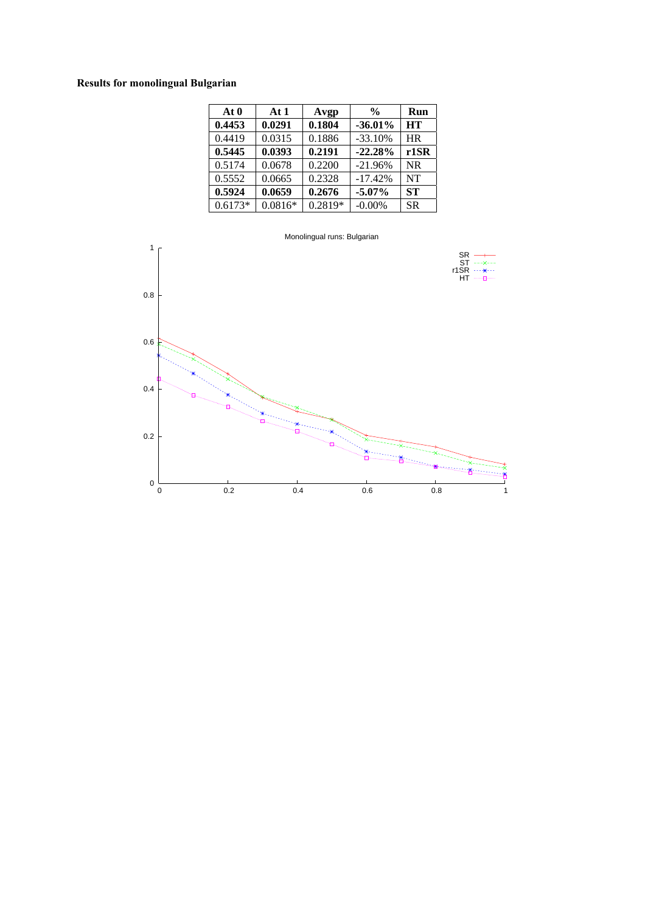**Results for monolingual Bulgarian**

| At 0 | At 1 | Avgp | % | Run |
|---|---|---|---|---|
| **0.4453** | **0.0291** | **0.1804** | **-36.01%** | **HT** |
| 0.4419 | 0.0315 | 0.1886 | -33.10% | HR |
| **0.5445** | **0.0393** | **0.2191** | **-22.28%** | **r1SR** |
| 0.5174 | 0.0678 | 0.2200 | -21.96% | NR |
| 0.5552 | 0.0665 | 0.2328 | -17.42% | NT |
| **0.5924** | **0.0659** | **0.2676** | **-5.07%** | **ST** |
| 0.6173* | 0.0816* | 0.2819* | -0.00% | SR |

Monolingual runs: Bulgarian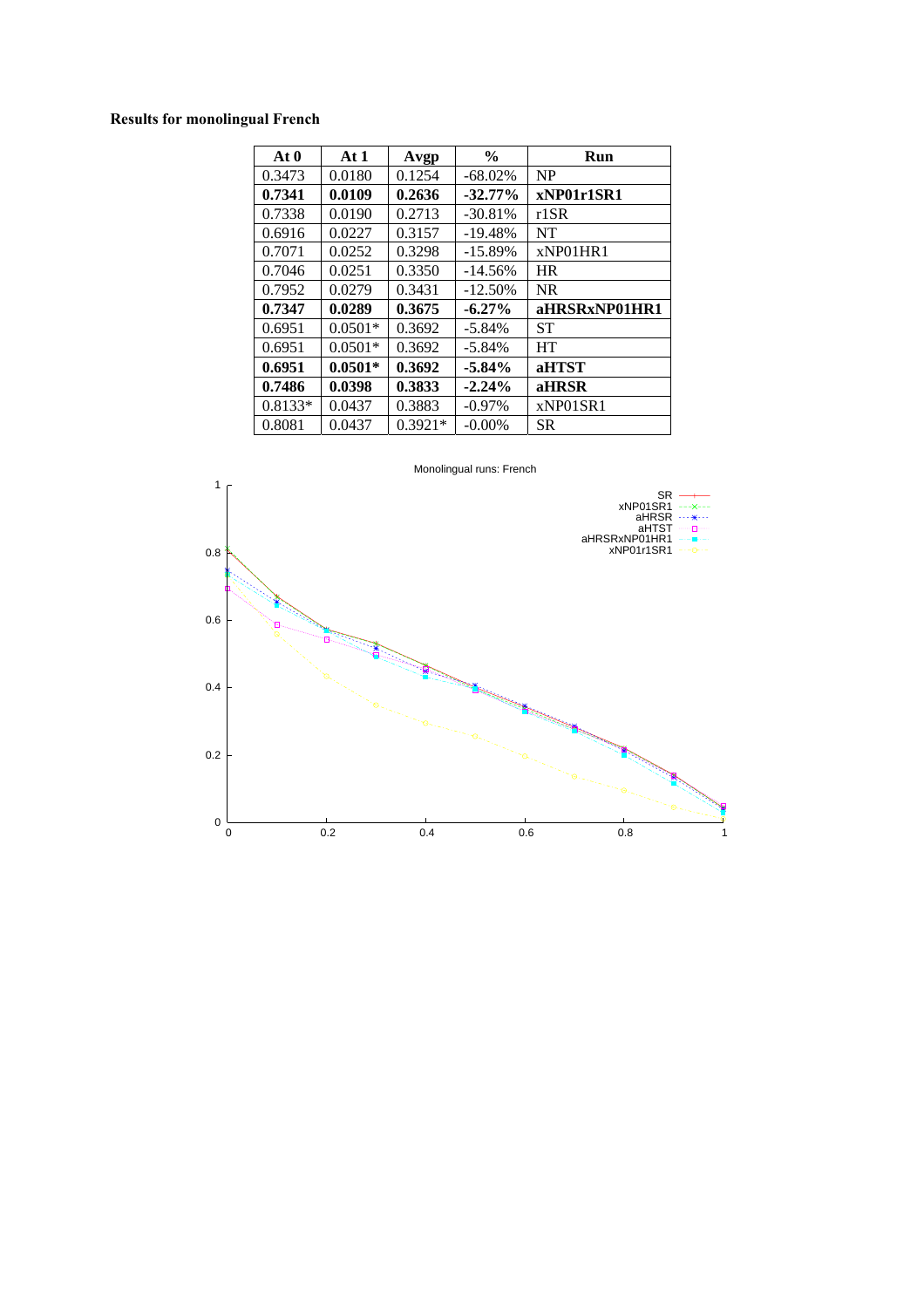**Results for monolingual French**

| At 0 | At 1 | Avgp | % | Run |
|---|---|---|---|---|
| 0.3473 | 0.0180 | 0.1254 | -68.02% | NP |
| **0.7341** | **0.0109** | **0.2636** | **-32.77%** | **xNP01r1SR1** |
| 0.7338 | 0.0190 | 0.2713 | -30.81% | r1SR |
| 0.6916 | 0.0227 | 0.3157 | -19.48% | NT |
| 0.7071 | 0.0252 | 0.3298 | -15.89% | xNP01HR1 |
| 0.7046 | 0.0251 | 0.3350 | -14.56% | HR |
| 0.7952 | 0.0279 | 0.3431 | -12.50% | NR |
| **0.7347** | **0.0289** | **0.3675** | **-6.27%** | **aHRSRxNP01HR1** |
| 0.6951 | 0.0501* | 0.3692 | -5.84% | ST |
| 0.6951 | 0.0501* | 0.3692 | -5.84% | HT |
| **0.6951** | **0.0501*** | **0.3692** | **-5.84%** | **aHTST** |
| **0.7486** | **0.0398** | **0.3833** | **-2.24%** | **aHRSR** |
| 0.8133* | 0.0437 | 0.3883 | -0.97% | xNP01SR1 |
| 0.8081 | 0.0437 | 0.3921* | -0.00% | SR |

Monolingual runs: French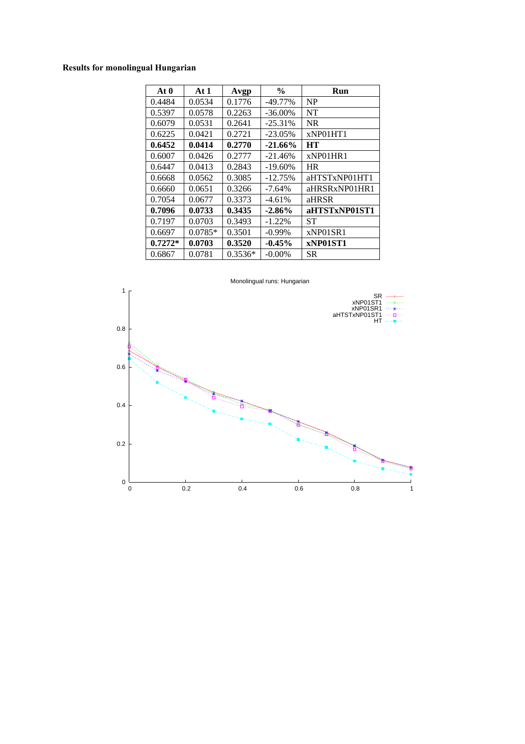**Results for monolingual Hungarian**

| At 0 | At 1 | Avgp | % | Run |
|---|---|---|---|---|
| 0.4484 | 0.0534 | 0.1776 | -49.77% | NP |
| 0.5397 | 0.0578 | 0.2263 | -36.00% | NT |
| 0.6079 | 0.0531 | 0.2641 | -25.31% | NR |
| 0.6225 | 0.0421 | 0.2721 | -23.05% | xNP01HT1 |
| **0.6452** | **0.0414** | **0.2770** | **-21.66%** | **HT** |
| 0.6007 | 0.0426 | 0.2777 | -21.46% | xNP01HR1 |
| 0.6447 | 0.0413 | 0.2843 | -19.60% | HR |
| 0.6668 | 0.0562 | 0.3085 | -12.75% | aHTSTxNP01HT1 |
| 0.6660 | 0.0651 | 0.3266 | -7.64% | aHRSRxNP01HR1 |
| 0.7054 | 0.0677 | 0.3373 | -4.61% | aHRSR |
| **0.7096** | **0.0733** | **0.3435** | **-2.86%** | **aHTSTxNP01ST1** |
| 0.7197 | 0.0703 | 0.3493 | -1.22% | ST |
| 0.6697 | 0.0785* | 0.3501 | -0.99% | xNP01SR1 |
| **0.7272*** | **0.0703** | **0.3520** | **-0.45%** | **xNP01ST1** |
| 0.6867 | 0.0781 | 0.3536* | -0.00% | SR |

Monolingual runs: Hungarian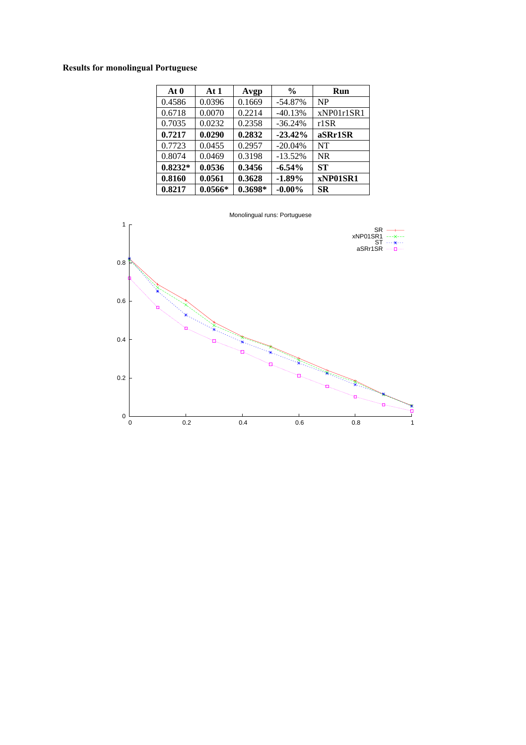**Results for monolingual Portuguese**

| At 0 | At 1 | Avgp | % | Run |
|---|---|---|---|---|
| 0.4586 | 0.0396 | 0.1669 | -54.87% | NP |
| 0.6718 | 0.0070 | 0.2214 | -40.13% | xNP01r1SR1 |
| 0.7035 | 0.0232 | 0.2358 | -36.24% | r1SR |
| **0.7217** | **0.0290** | **0.2832** | **-23.42%** | **aSRr1SR** |
| 0.7723 | 0.0455 | 0.2957 | -20.04% | NT |
| 0.8074 | 0.0469 | 0.3198 | -13.52% | NR |
| **0.8232*** | **0.0536** | **0.3456** | **-6.54%** | **ST** |
| **0.8160** | **0.0561** | **0.3628** | **-1.89%** | **xNP01SR1** |
| **0.8217** | **0.0566*** | **0.3698*** | **-0.00%** | **SR** |

Monolingual runs: Portuguese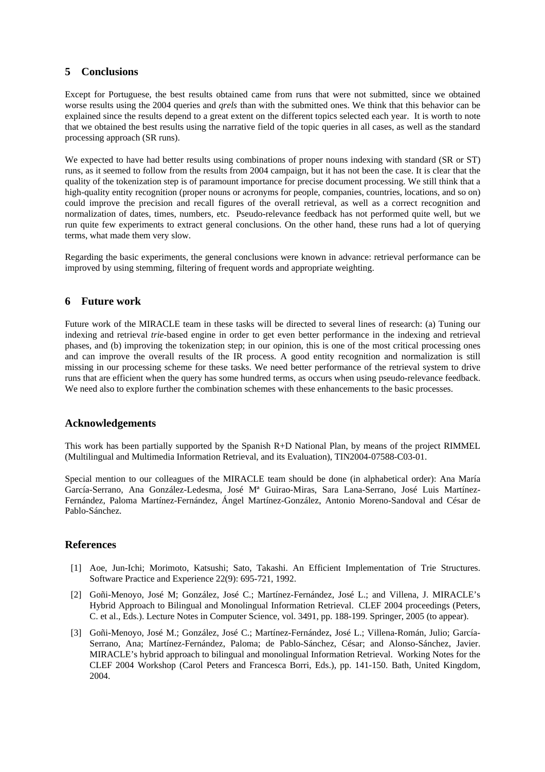## 5 Conclusions

Except for Portuguese, the best results obtained came from runs that were not submitted, since we obtained worse results using the 2004 queries and *qrels* than with the submitted ones. We think that this behavior can be explained since the results depend to a great extent on the different topics selected each year. It is worth to note that we obtained the best results using the narrative field of the topic queries in all cases, as well as the standard processing approach (SR runs).

We expected to have had better results using combinations of proper nouns indexing with standard (SR or ST) runs, as it seemed to follow from the results from 2004 campaign, but it has not been the case. It is clear that the quality of the tokenization step is of paramount importance for precise document processing. We still think that a high-quality entity recognition (proper nouns or acronyms for people, companies, countries, locations, and so on) could improve the precision and recall figures of the overall retrieval, as well as a correct recognition and normalization of dates, times, numbers, etc. Pseudo-relevance feedback has not performed quite well, but we run quite few experiments to extract general conclusions. On the other hand, these runs had a lot of querying terms, what made them very slow.

Regarding the basic experiments, the general conclusions were known in advance: retrieval performance can be improved by using stemming, filtering of frequent words and appropriate weighting.

## 6 Future work

Future work of the MIRACLE team in these tasks will be directed to several lines of research: (a) Tuning our indexing and retrieval *trie*-based engine in order to get even better performance in the indexing and retrieval phases, and (b) improving the tokenization step; in our opinion, this is one of the most critical processing ones and can improve the overall results of the IR process. A good entity recognition and normalization is still missing in our processing scheme for these tasks. We need better performance of the retrieval system to drive runs that are efficient when the query has some hundred terms, as occurs when using pseudo-relevance feedback. We need also to explore further the combination schemes with these enhancements to the basic processes.

## Acknowledgements

This work has been partially supported by the Spanish R+D National Plan, by means of the project RIMMEL (Multilingual and Multimedia Information Retrieval, and its Evaluation), TIN2004-07588-C03-01.

Special mention to our colleagues of the MIRACLE team should be done (in alphabetical order): Ana María García-Serrano, Ana González-Ledesma, José Mª Guirao-Miras, Sara Lana-Serrano, José Luis Martínez-Fernández, Paloma Martínez-Fernández, Ángel Martínez-González, Antonio Moreno-Sandoval and César de Pablo-Sánchez.

## References

[1] Aoe, Jun-Ichi; Morimoto, Katsushi; Sato, Takashi. An Efficient Implementation of Trie Structures. Software Practice and Experience 22(9): 695-721, 1992.

[2] Goñi-Menoyo, José M; González, José C.; Martínez-Fernández, José L.; and Villena, J. MIRACLE's Hybrid Approach to Bilingual and Monolingual Information Retrieval. CLEF 2004 proceedings (Peters, C. et al., Eds.). Lecture Notes in Computer Science, vol. 3491, pp. 188-199. Springer, 2005 (to appear).

[3] Goñi-Menoyo, José M.; González, José C.; Martínez-Fernández, José L.; Villena-Román, Julio; García-Serrano, Ana; Martínez-Fernández, Paloma; de Pablo-Sánchez, César; and Alonso-Sánchez, Javier. MIRACLE's hybrid approach to bilingual and monolingual Information Retrieval. Working Notes for the CLEF 2004 Workshop (Carol Peters and Francesca Borri, Eds.), pp. 141-150. Bath, United Kingdom, 2004.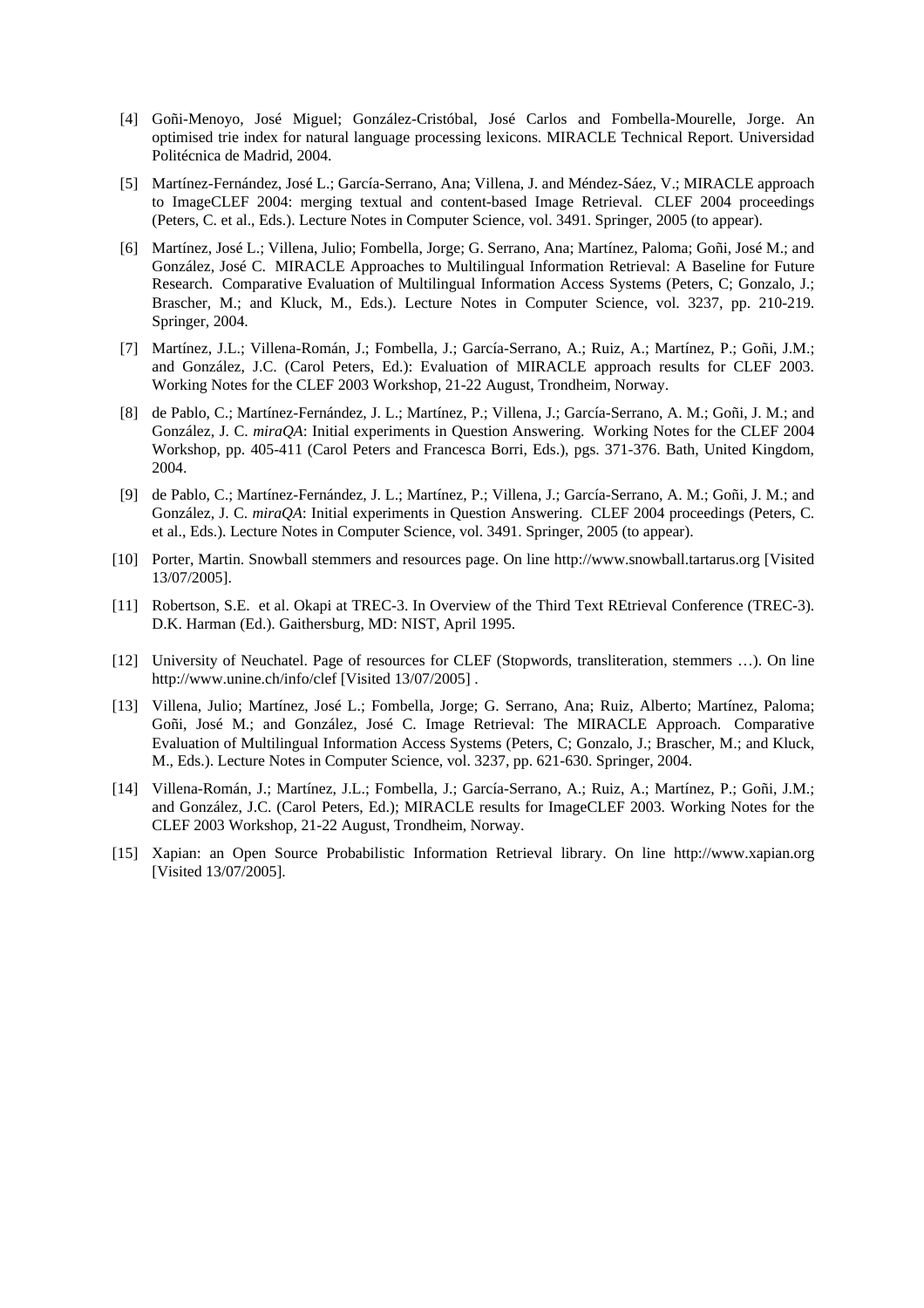[4] Goñi-Menoyo, José Miguel; González-Cristóbal, José Carlos and Fombella-Mourelle, Jorge. An optimised trie index for natural language processing lexicons. MIRACLE Technical Report. Universidad Politécnica de Madrid, 2004.

[5] Martínez-Fernández, José L.; García-Serrano, Ana; Villena, J. and Méndez-Sáez, V.; MIRACLE approach to ImageCLEF 2004: merging textual and content-based Image Retrieval. CLEF 2004 proceedings (Peters, C. et al., Eds.). Lecture Notes in Computer Science, vol. 3491. Springer, 2005 (to appear).

[6] Martínez, José L.; Villena, Julio; Fombella, Jorge; G. Serrano, Ana; Martínez, Paloma; Goñi, José M.; and González, José C. MIRACLE Approaches to Multilingual Information Retrieval: A Baseline for Future Research. Comparative Evaluation of Multilingual Information Access Systems (Peters, C; Gonzalo, J.; Brascher, M.; and Kluck, M., Eds.). Lecture Notes in Computer Science, vol. 3237, pp. 210-219. Springer, 2004.

[7] Martínez, J.L.; Villena-Román, J.; Fombella, J.; García-Serrano, A.; Ruiz, A.; Martínez, P.; Goñi, J.M.; and González, J.C. (Carol Peters, Ed.): Evaluation of MIRACLE approach results for CLEF 2003. Working Notes for the CLEF 2003 Workshop, 21-22 August, Trondheim, Norway.

[8] de Pablo, C.; Martínez-Fernández, J. L.; Martínez, P.; Villena, J.; García-Serrano, A. M.; Goñi, J. M.; and González, J. C. *miraQA*: Initial experiments in Question Answering. Working Notes for the CLEF 2004 Workshop, pp. 405-411 (Carol Peters and Francesca Borri, Eds.), pgs. 371-376. Bath, United Kingdom, 2004.

[9] de Pablo, C.; Martínez-Fernández, J. L.; Martínez, P.; Villena, J.; García-Serrano, A. M.; Goñi, J. M.; and González, J. C. *miraQA*: Initial experiments in Question Answering. CLEF 2004 proceedings (Peters, C. et al., Eds.). Lecture Notes in Computer Science, vol. 3491. Springer, 2005 (to appear).

[10] Porter, Martin. Snowball stemmers and resources page. On line http://www.snowball.tartarus.org [Visited 13/07/2005].

[11] Robertson, S.E. et al. Okapi at TREC-3. In Overview of the Third Text REtrieval Conference (TREC-3). D.K. Harman (Ed.). Gaithersburg, MD: NIST, April 1995.

[12] University of Neuchatel. Page of resources for CLEF (Stopwords, transliteration, stemmers …). On line http://www.unine.ch/info/clef [Visited 13/07/2005] .

[13] Villena, Julio; Martínez, José L.; Fombella, Jorge; G. Serrano, Ana; Ruiz, Alberto; Martínez, Paloma; Goñi, José M.; and González, José C. Image Retrieval: The MIRACLE Approach. Comparative Evaluation of Multilingual Information Access Systems (Peters, C; Gonzalo, J.; Brascher, M.; and Kluck, M., Eds.). Lecture Notes in Computer Science, vol. 3237, pp. 621-630. Springer, 2004.

[14] Villena-Román, J.; Martínez, J.L.; Fombella, J.; García-Serrano, A.; Ruiz, A.; Martínez, P.; Goñi, J.M.; and González, J.C. (Carol Peters, Ed.); MIRACLE results for ImageCLEF 2003. Working Notes for the CLEF 2003 Workshop, 21-22 August, Trondheim, Norway.

[15] Xapian: an Open Source Probabilistic Information Retrieval library. On line http://www.xapian.org [Visited 13/07/2005].